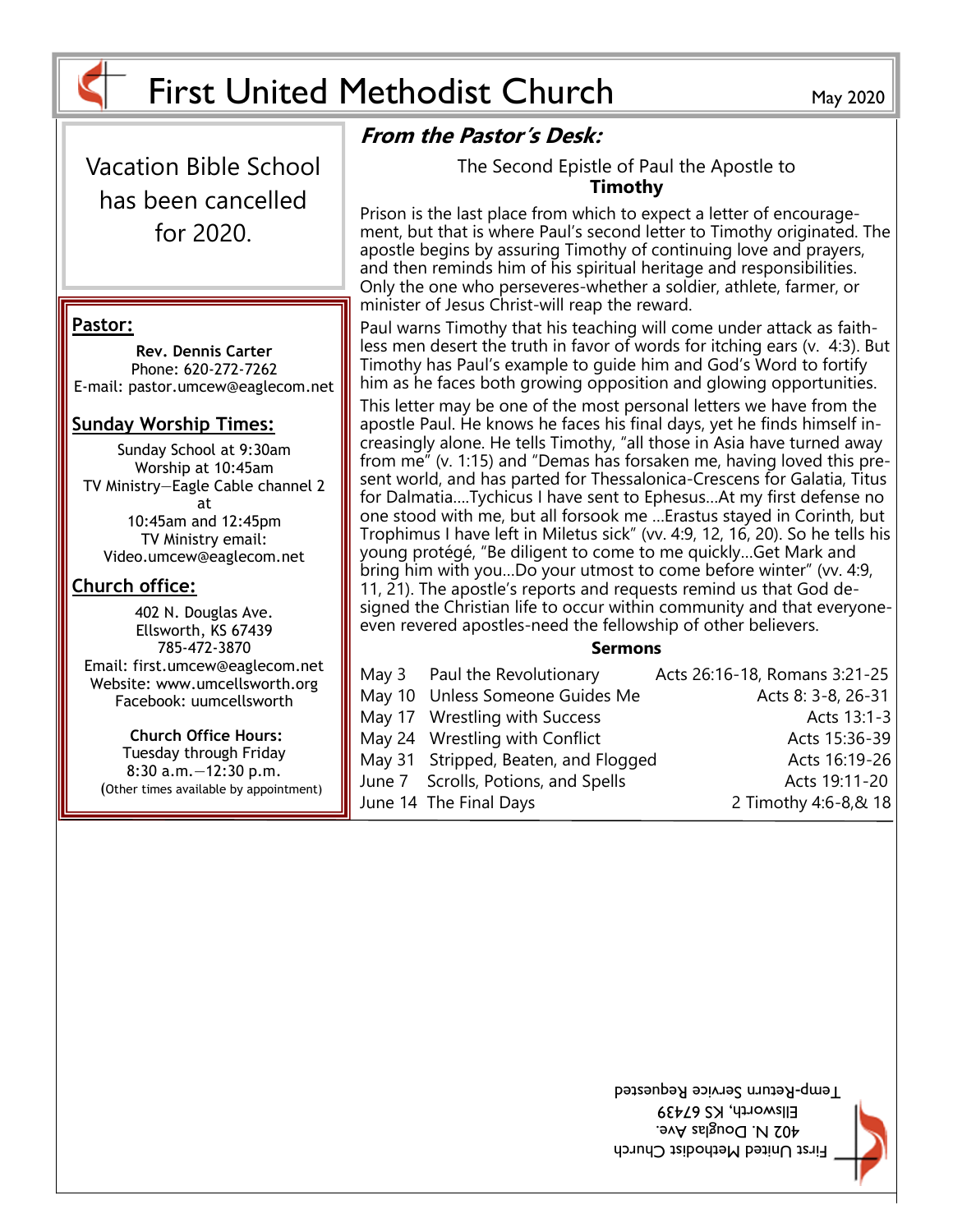# First United Methodist Church

May 2020

Vacation Bible School has been cancelled for 2020.

**Pastor:**

**Rev. Dennis Carter**
Phone: 620-272-7262
E-mail: pastor.umcew@eaglecom.net

**Sunday Worship Times:**

Sunday School at 9:30am
Worship at 10:45am
TV Ministry—Eagle Cable channel 2 at
10:45am and 12:45pm
TV Ministry email:
Video.umcew@eaglecom.net

**Church office:**

402 N. Douglas Ave.
Ellsworth, KS 67439
785-472-3870
Email: first.umcew@eaglecom.net
Website: www.umcellsworth.org
Facebook: uumcellsworth

**Church Office Hours:**
Tuesday through Friday
8:30 a.m.—12:30 p.m.
(Other times available by appointment)

## *From the Pastor's Desk:*

The Second Epistle of Paul the Apostle to
**Timothy**

Prison is the last place from which to expect a letter of encouragement, but that is where Paul's second letter to Timothy originated. The apostle begins by assuring Timothy of continuing love and prayers, and then reminds him of his spiritual heritage and responsibilities. Only the one who perseveres-whether a soldier, athlete, farmer, or minister of Jesus Christ-will reap the reward.

Paul warns Timothy that his teaching will come under attack as faithless men desert the truth in favor of words for itching ears (v. 4:3). But Timothy has Paul's example to guide him and God's Word to fortify him as he faces both growing opposition and glowing opportunities.

This letter may be one of the most personal letters we have from the apostle Paul. He knows he faces his final days, yet he finds himself increasingly alone. He tells Timothy, "all those in Asia have turned away from me" (v. 1:15) and "Demas has forsaken me, having loved this present world, and has parted for Thessalonica-Crescens for Galatia, Titus for Dalmatia….Tychicus I have sent to Ephesus…At my first defense no one stood with me, but all forsook me …Erastus stayed in Corinth, but Trophimus I have left in Miletus sick" (vv. 4:9, 12, 16, 20). So he tells his young protégé, "Be diligent to come to me quickly…Get Mark and bring him with you…Do your utmost to come before winter" (vv. 4:9, 11, 21). The apostle's reports and requests remind us that God designed the Christian life to occur within community and that everyone-even revered apostles-need the fellowship of other believers.

**Sermons**

| Date | Title | Scripture |
|---|---|---|
| May 3 | Paul the Revolutionary | Acts 26:16-18, Romans 3:21-25 |
| May 10 | Unless Someone Guides Me | Acts 8: 3-8, 26-31 |
| May 17 | Wrestling with Success | Acts 13:1-3 |
| May 24 | Wrestling with Conflict | Acts 15:36-39 |
| May 31 | Stripped, Beaten, and Flogged | Acts 16:19-26 |
| June 7 | Scrolls, Potions, and Spells | Acts 19:11-20 |
| June 14 | The Final Days | 2 Timothy 4:6-8,& 18 |

First United Methodist Church
402 N. Douglas Ave.
Ellsworth, KS 67439
Temp-Return Service Requested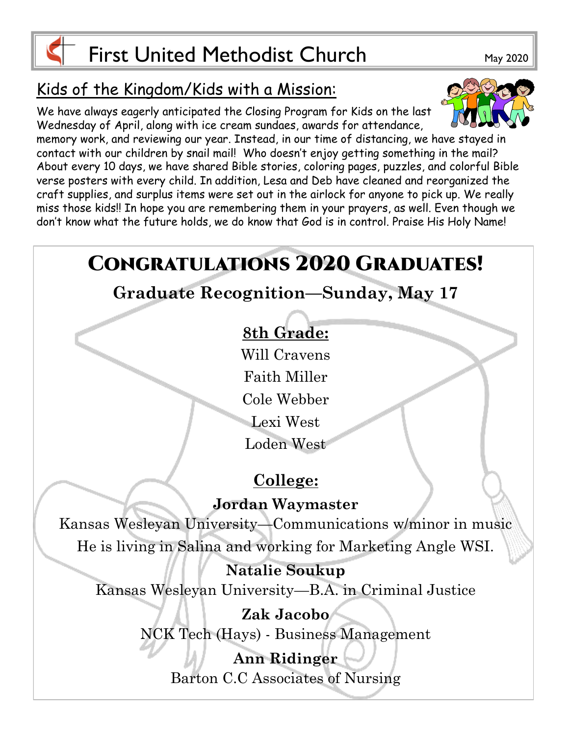# First United Methodist Church

May 2020

## Kids of the Kingdom/Kids with a Mission:

We have always eagerly anticipated the Closing Program for Kids on the last Wednesday of April, along with ice cream sundaes, awards for attendance, memory work, and reviewing our year. Instead, in our time of distancing, we have stayed in contact with our children by snail mail! Who doesn't enjoy getting something in the mail? About every 10 days, we have shared Bible stories, coloring pages, puzzles, and colorful Bible verse posters with every child. In addition, Lesa and Deb have cleaned and reorganized the craft supplies, and surplus items were set out in the airlock for anyone to pick up. We really miss those kids!! In hope you are remembering them in your prayers, as well. Even though we don't know what the future holds, we do know that God is in control. Praise His Holy Name!

## Congratulations 2020 Graduates!

### Graduate Recognition—Sunday, May 17

**8th Grade:**

Will Cravens
Faith Miller
Cole Webber
Lexi West
Loden West

**College:**

**Jordan Waymaster**
Kansas Wesleyan University—Communications w/minor in music
He is living in Salina and working for Marketing Angle WSI.

**Natalie Soukup**
Kansas Wesleyan University—B.A. in Criminal Justice

**Zak Jacobo**
NCK Tech (Hays) - Business Management

**Ann Ridinger**
Barton C.C Associates of Nursing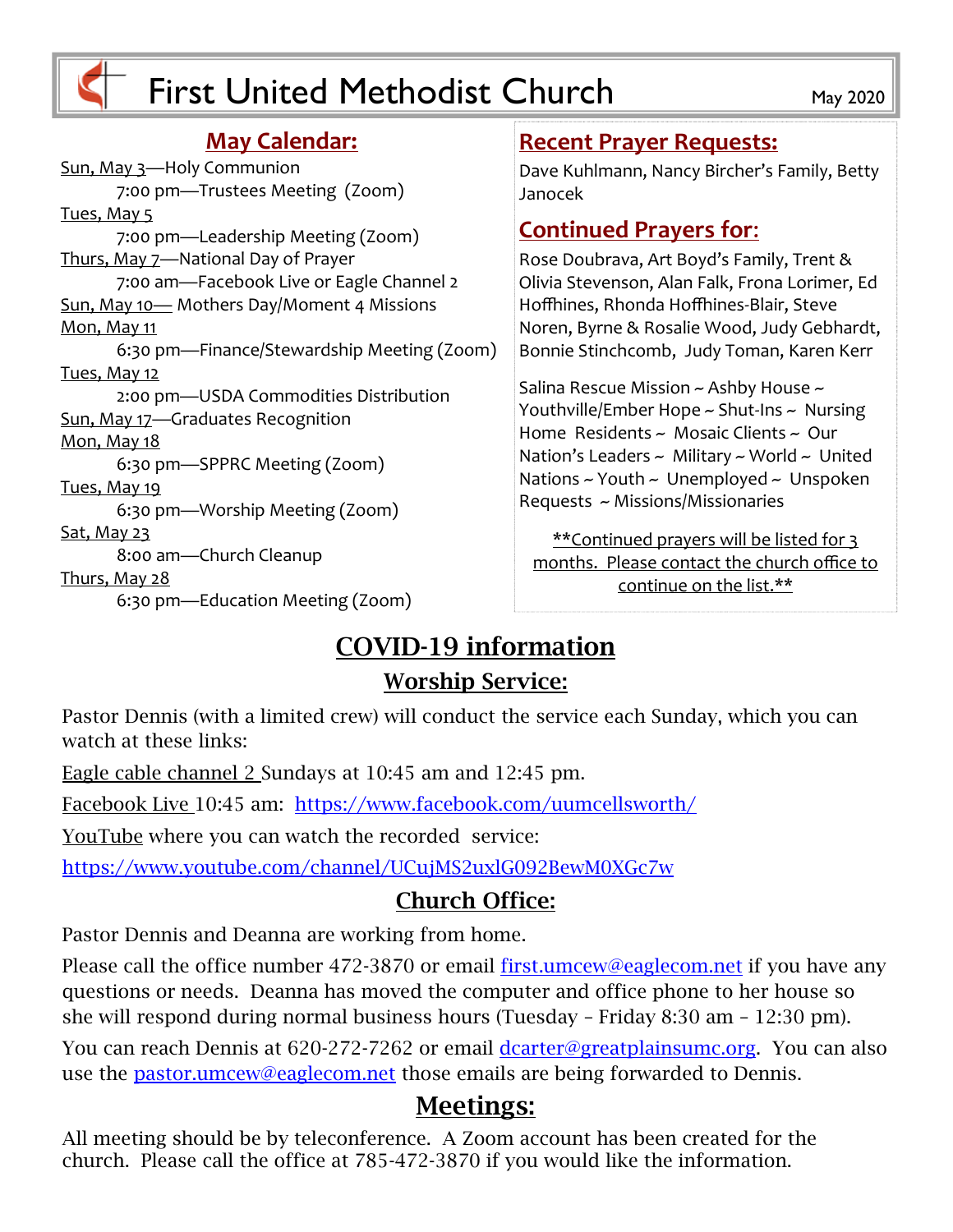# First United Methodist Church

May 2020

## May Calendar:

Sun, May 3—Holy Communion
  7:00 pm—Trustees Meeting (Zoom)

Tues, May 5
  7:00 pm—Leadership Meeting (Zoom)

Thurs, May 7—National Day of Prayer
  7:00 am—Facebook Live or Eagle Channel 2

Sun, May 10— Mothers Day/Moment 4 Missions

Mon, May 11
  6:30 pm—Finance/Stewardship Meeting (Zoom)

Tues, May 12
  2:00 pm—USDA Commodities Distribution

Sun, May 17—Graduates Recognition

Mon, May 18
  6:30 pm—SPPRC Meeting (Zoom)

Tues, May 19
  6:30 pm—Worship Meeting (Zoom)

Sat, May 23
  8:00 am—Church Cleanup

Thurs, May 28
  6:30 pm—Education Meeting (Zoom)

## Recent Prayer Requests:

Dave Kuhlmann, Nancy Bircher's Family, Betty Janocek

## Continued Prayers for:

Rose Doubrava, Art Boyd's Family, Trent & Olivia Stevenson, Alan Falk, Frona Lorimer, Ed Hoffhines, Rhonda Hoffhines-Blair, Steve Noren, Byrne & Rosalie Wood, Judy Gebhardt, Bonnie Stinchcomb, Judy Toman, Karen Kerr

Salina Rescue Mission ~ Ashby House ~ Youthville/Ember Hope ~ Shut-Ins ~ Nursing Home Residents ~ Mosaic Clients ~ Our Nation's Leaders ~ Military ~ World ~ United Nations ~ Youth ~ Unemployed ~ Unspoken Requests ~ Missions/Missionaries

**Continued prayers will be listed for 3 months. Please contact the church office to continue on the list.**

# COVID-19 information

## Worship Service:

Pastor Dennis (with a limited crew) will conduct the service each Sunday, which you can watch at these links:

Eagle cable channel 2 Sundays at 10:45 am and 12:45 pm.

Facebook Live 10:45 am: https://www.facebook.com/uumcellsworth/

YouTube where you can watch the recorded service:

https://www.youtube.com/channel/UCujMS2uxlG092BewM0XGc7w

## Church Office:

Pastor Dennis and Deanna are working from home.

Please call the office number 472-3870 or email first.umcew@eaglecom.net if you have any questions or needs. Deanna has moved the computer and office phone to her house so she will respond during normal business hours (Tuesday - Friday 8:30 am - 12:30 pm).

You can reach Dennis at 620-272-7262 or email dcarter@greatplainsumc.org. You can also use the pastor.umcew@eaglecom.net those emails are being forwarded to Dennis.

## Meetings:

All meeting should be by teleconference. A Zoom account has been created for the church. Please call the office at 785-472-3870 if you would like the information.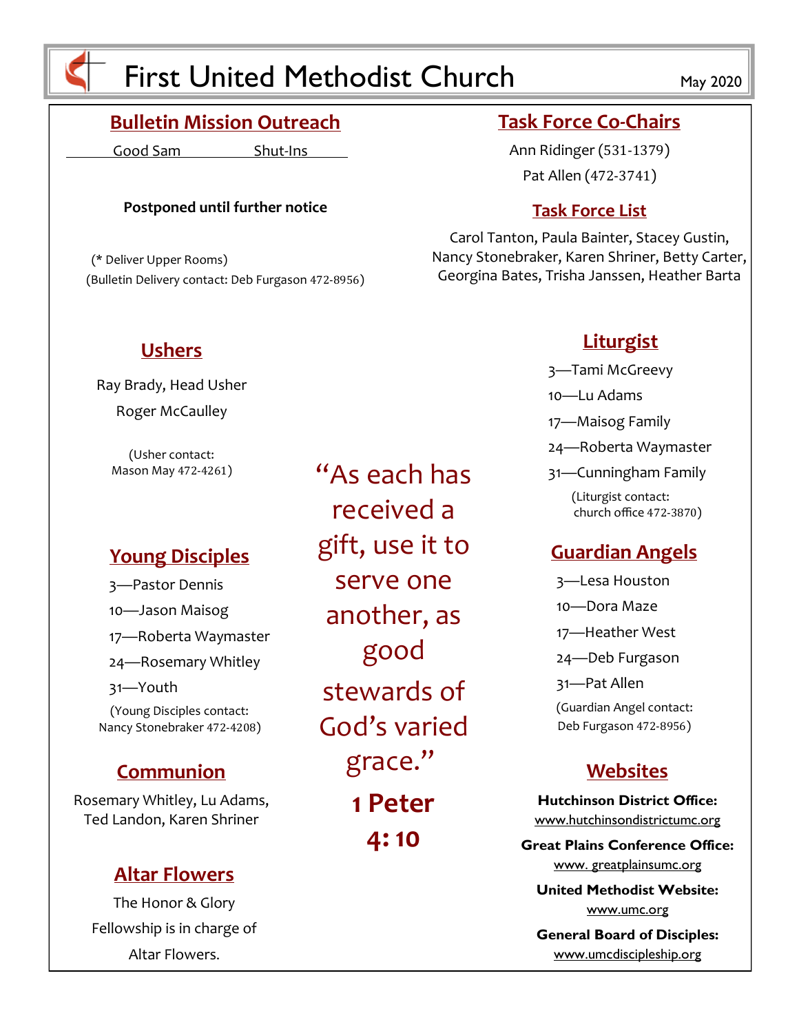# First United Methodist Church

May 2020

## Bulletin Mission Outreach

Good Sam | Shut-Ins

**Postponed until further notice**

(* Deliver Upper Rooms)
(Bulletin Delivery contact: Deb Furgason 472-8956)

## Ushers

Ray Brady, Head Usher
Roger McCaulley

(Usher contact:
Mason May 472-4261)

## Young Disciples

3—Pastor Dennis
10—Jason Maisog
17—Roberta Waymaster
24—Rosemary Whitley
31—Youth

(Young Disciples contact:
Nancy Stonebraker 472-4208)

## Communion

Rosemary Whitley, Lu Adams, Ted Landon, Karen Shriner

## Altar Flowers

The Honor & Glory Fellowship is in charge of Altar Flowers.

"As each has received a gift, use it to serve one another, as good stewards of God's varied grace."

**1 Peter 4: 10**

## Task Force Co-Chairs

Ann Ridinger (531-1379)
Pat Allen (472-3741)

## Task Force List

Carol Tanton, Paula Bainter, Stacey Gustin, Nancy Stonebraker, Karen Shriner, Betty Carter, Georgina Bates, Trisha Janssen, Heather Barta

## Liturgist

3—Tami McGreevy
10—Lu Adams
17—Maisog Family
24—Roberta Waymaster
31—Cunningham Family

(Liturgist contact:
church office 472-3870)

## Guardian Angels

3—Lesa Houston
10—Dora Maze
17—Heather West
24—Deb Furgason
31—Pat Allen

(Guardian Angel contact:
Deb Furgason 472-8956)

## Websites

**Hutchinson District Office:**
www.hutchinsondistrictumc.org

**Great Plains Conference Office:**
www. greatplainsumc.org

**United Methodist Website:**
www.umc.org

**General Board of Disciples:**
www.umcdiscipleship.org